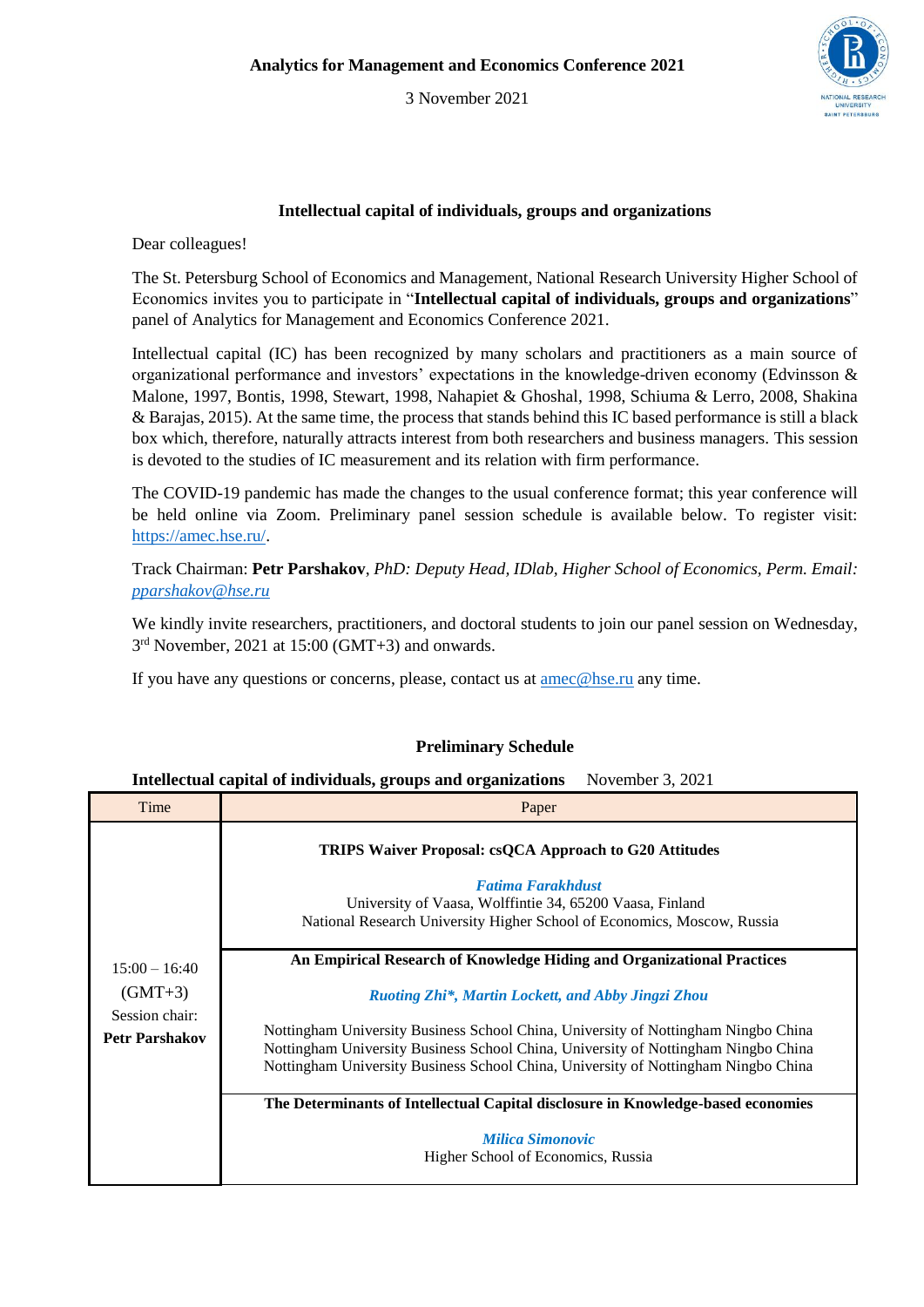**Analytics for Management and Economics Conference 2021**

3 November 2021

### Intellectual capital of individuals, groups and organizations

Dear colleagues!

The St. Petersburg School of Economics and Management, National Research University Higher School of Economics invites you to participate in "**Intellectual capital of individuals, groups and organizations**" panel of Analytics for Management and Economics Conference 2021.

Intellectual capital (IC) has been recognized by many scholars and practitioners as a main source of organizational performance and investors' expectations in the knowledge-driven economy (Edvinsson & Malone, 1997, Bontis, 1998, Stewart, 1998, Nahapiet & Ghoshal, 1998, Schiuma & Lerro, 2008, Shakina & Barajas, 2015). At the same time, the process that stands behind this IC based performance is still a black box which, therefore, naturally attracts interest from both researchers and business managers. This session is devoted to the studies of IC measurement and its relation with firm performance.

The COVID-19 pandemic has made the changes to the usual conference format; this year conference will be held online via Zoom. Preliminary panel session schedule is available below. To register visit: https://amec.hse.ru/.

Track Chairman: **Petr Parshakov**, *PhD: Deputy Head, IDlab, Higher School of Economics, Perm. Email: pparshakov@hse.ru*

We kindly invite researchers, practitioners, and doctoral students to join our panel session on Wednesday, 3rd November, 2021 at 15:00 (GMT+3) and onwards.

If you have any questions or concerns, please, contact us at amec@hse.ru any time.

### Preliminary Schedule

**Intellectual capital of individuals, groups and organizations** November 3, 2021

| Time | Paper |
|---|---|
| 15:00 – 16:40 (GMT+3) Session chair: **Petr Parshakov** | **TRIPS Waiver Proposal: csQCA Approach to G20 Attitudes**<br>***Fatima Farakhdust***<br>University of Vaasa, Wolffintie 34, 65200 Vaasa, Finland<br>National Research University Higher School of Economics, Moscow, Russia |
| | **An Empirical Research of Knowledge Hiding and Organizational Practices**<br>***Ruoting Zhi*, Martin Lockett, and Abby Jingzi Zhou***<br>Nottingham University Business School China, University of Nottingham Ningbo China<br>Nottingham University Business School China, University of Nottingham Ningbo China<br>Nottingham University Business School China, University of Nottingham Ningbo China |
| | **The Determinants of Intellectual Capital disclosure in Knowledge-based economies**<br>***Milica Simonovic***<br>Higher School of Economics, Russia |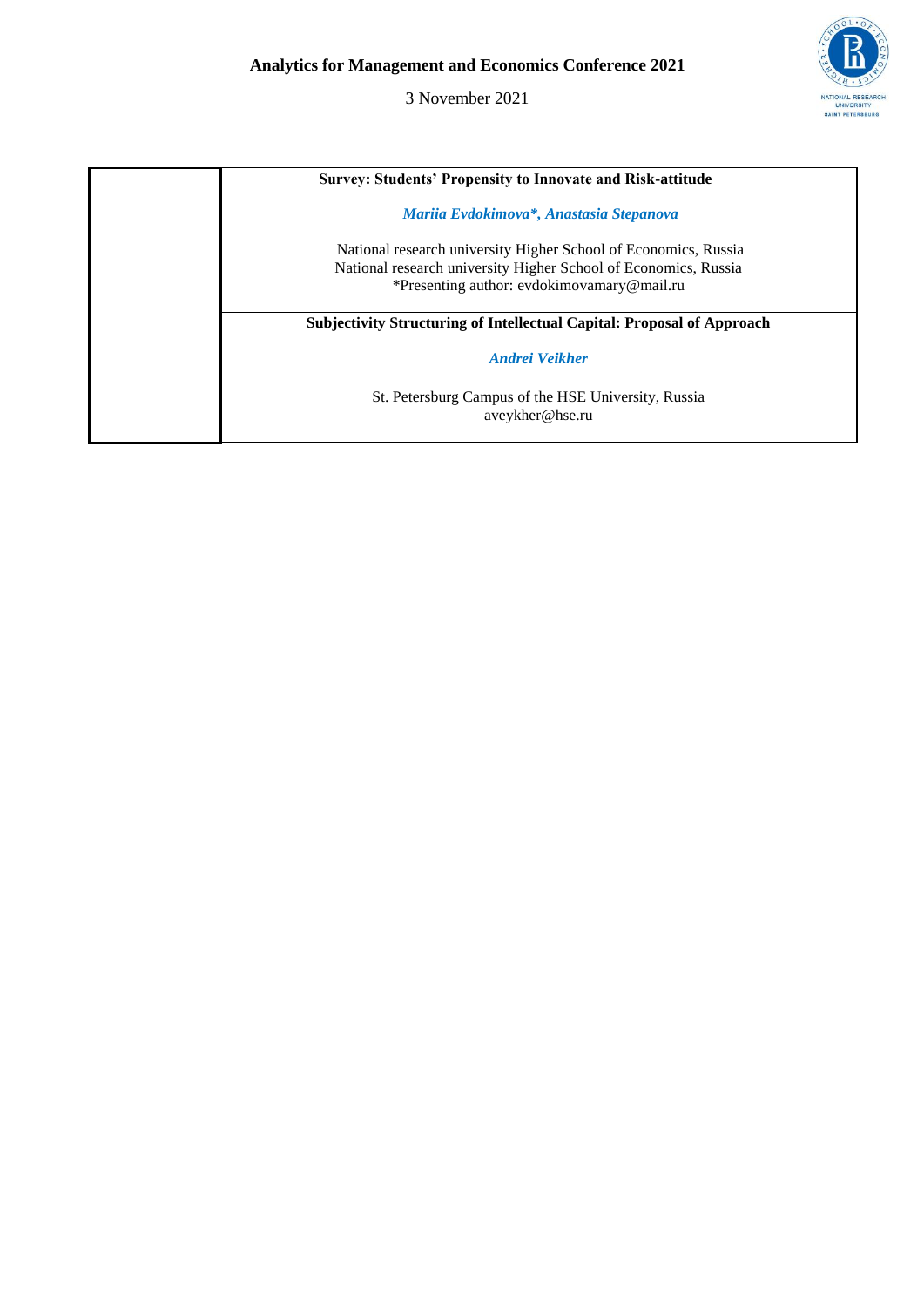**Survey: Students' Propensity to Innovate and Risk-attitude**

*Mariia Evdokimova*, Anastasia Stepanova*

National research university Higher School of Economics, Russia
National research university Higher School of Economics, Russia
*Presenting author: evdokimovamary@mail.ru

**Subjectivity Structuring of Intellectual Capital: Proposal of Approach**

*Andrei Veikher*

St. Petersburg Campus of the HSE University, Russia
aveykher@hse.ru